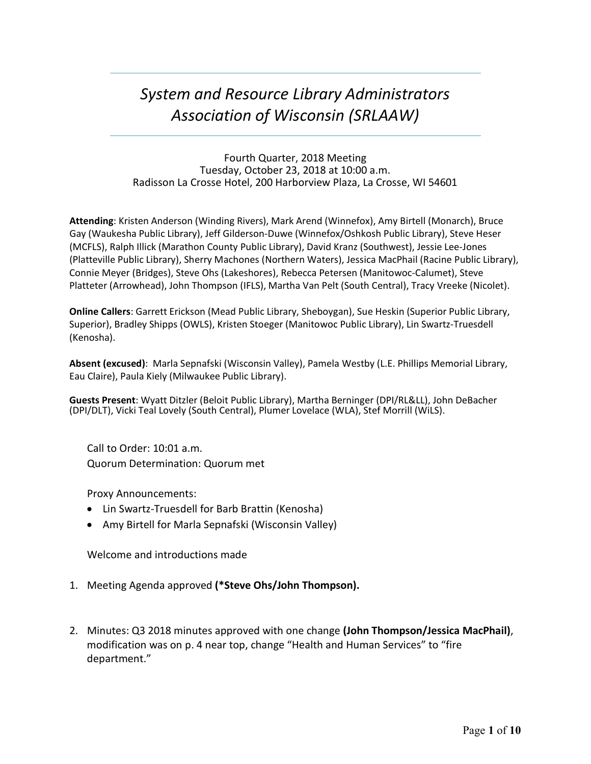# *System and Resource Library Administrators Association of Wisconsin (SRLAAW)*

Fourth Quarter, 2018 Meeting
Tuesday, October 23, 2018 at 10:00 a.m.
Radisson La Crosse Hotel, 200 Harborview Plaza, La Crosse, WI 54601

**Attending**: Kristen Anderson (Winding Rivers), Mark Arend (Winnefox), Amy Birtell (Monarch), Bruce Gay (Waukesha Public Library), Jeff Gilderson-Duwe (Winnefox/Oshkosh Public Library), Steve Heser (MCFLS), Ralph Illick (Marathon County Public Library), David Kranz (Southwest), Jessie Lee-Jones (Platteville Public Library), Sherry Machones (Northern Waters), Jessica MacPhail (Racine Public Library), Connie Meyer (Bridges), Steve Ohs (Lakeshores), Rebecca Petersen (Manitowoc-Calumet), Steve Platteter (Arrowhead), John Thompson (IFLS), Martha Van Pelt (South Central), Tracy Vreeke (Nicolet).

**Online Callers**: Garrett Erickson (Mead Public Library, Sheboygan), Sue Heskin (Superior Public Library, Superior), Bradley Shipps (OWLS), Kristen Stoeger (Manitowoc Public Library), Lin Swartz-Truesdell (Kenosha).

**Absent (excused)**: Marla Sepnafski (Wisconsin Valley), Pamela Westby (L.E. Phillips Memorial Library, Eau Claire), Paula Kiely (Milwaukee Public Library).

**Guests Present**: Wyatt Ditzler (Beloit Public Library), Martha Berninger (DPI/RL&LL), John DeBacher (DPI/DLT), Vicki Teal Lovely (South Central), Plumer Lovelace (WLA), Stef Morrill (WiLS).

Call to Order: 10:01 a.m.
Quorum Determination: Quorum met

Proxy Announcements:

- Lin Swartz-Truesdell for Barb Brattin (Kenosha)
- Amy Birtell for Marla Sepnafski (Wisconsin Valley)

Welcome and introductions made

1. Meeting Agenda approved **(*Steve Ohs/John Thompson).**

2. Minutes: Q3 2018 minutes approved with one change **(John Thompson/Jessica MacPhail)**, modification was on p. 4 near top, change "Health and Human Services" to "fire department."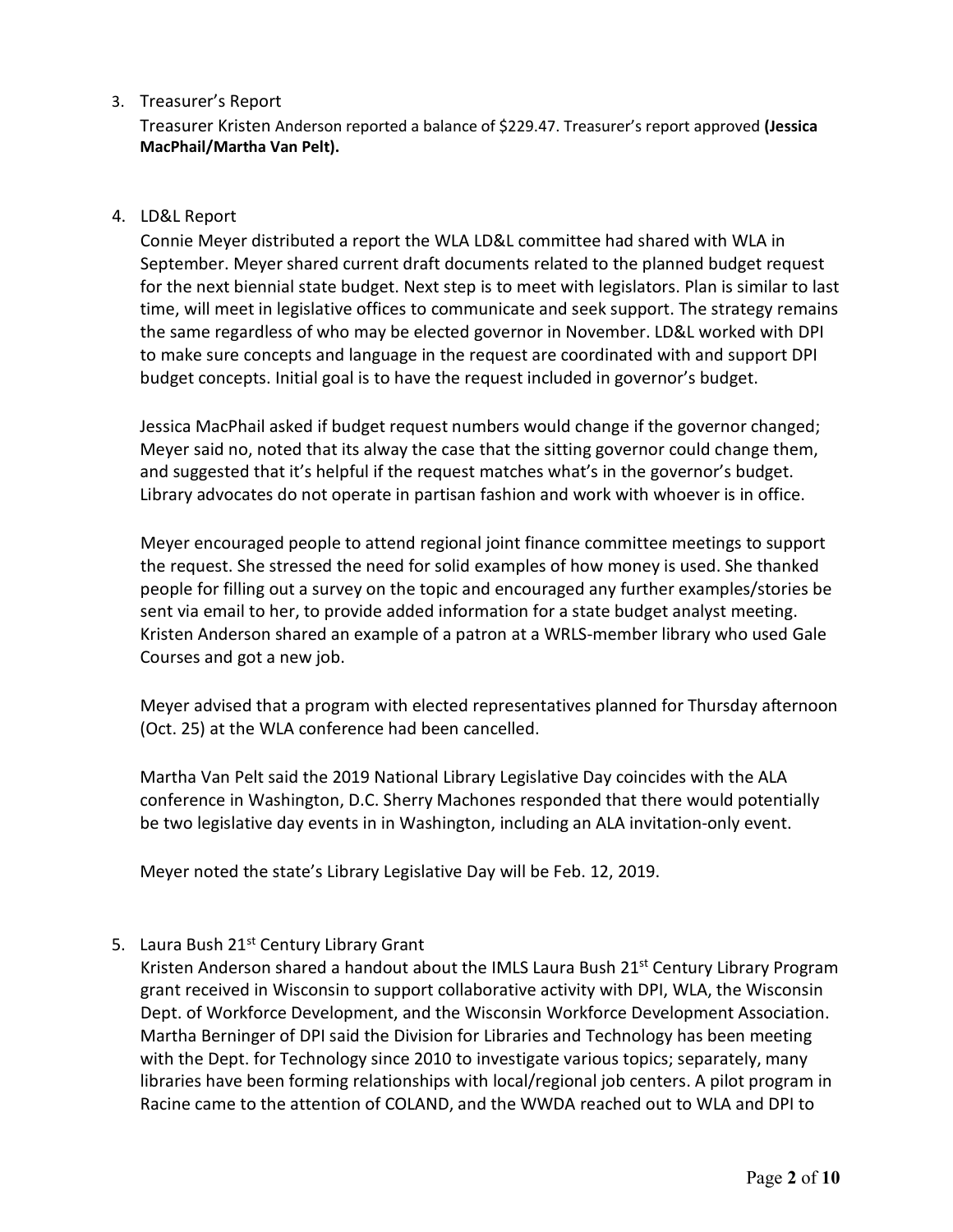3. Treasurer's Report

   Treasurer Kristen Anderson reported a balance of $229.47. Treasurer's report approved **(Jessica MacPhail/Martha Van Pelt).**

4. LD&L Report

   Connie Meyer distributed a report the WLA LD&L committee had shared with WLA in September. Meyer shared current draft documents related to the planned budget request for the next biennial state budget. Next step is to meet with legislators. Plan is similar to last time, will meet in legislative offices to communicate and seek support. The strategy remains the same regardless of who may be elected governor in November. LD&L worked with DPI to make sure concepts and language in the request are coordinated with and support DPI budget concepts. Initial goal is to have the request included in governor's budget.

   Jessica MacPhail asked if budget request numbers would change if the governor changed; Meyer said no, noted that its alway the case that the sitting governor could change them, and suggested that it's helpful if the request matches what's in the governor's budget. Library advocates do not operate in partisan fashion and work with whoever is in office.

   Meyer encouraged people to attend regional joint finance committee meetings to support the request. She stressed the need for solid examples of how money is used. She thanked people for filling out a survey on the topic and encouraged any further examples/stories be sent via email to her, to provide added information for a state budget analyst meeting. Kristen Anderson shared an example of a patron at a WRLS-member library who used Gale Courses and got a new job.

   Meyer advised that a program with elected representatives planned for Thursday afternoon (Oct. 25) at the WLA conference had been cancelled.

   Martha Van Pelt said the 2019 National Library Legislative Day coincides with the ALA conference in Washington, D.C. Sherry Machones responded that there would potentially be two legislative day events in in Washington, including an ALA invitation-only event.

   Meyer noted the state's Library Legislative Day will be Feb. 12, 2019.

5. Laura Bush 21st Century Library Grant

   Kristen Anderson shared a handout about the IMLS Laura Bush 21st Century Library Program grant received in Wisconsin to support collaborative activity with DPI, WLA, the Wisconsin Dept. of Workforce Development, and the Wisconsin Workforce Development Association. Martha Berninger of DPI said the Division for Libraries and Technology has been meeting with the Dept. for Technology since 2010 to investigate various topics; separately, many libraries have been forming relationships with local/regional job centers. A pilot program in Racine came to the attention of COLAND, and the WWDA reached out to WLA and DPI to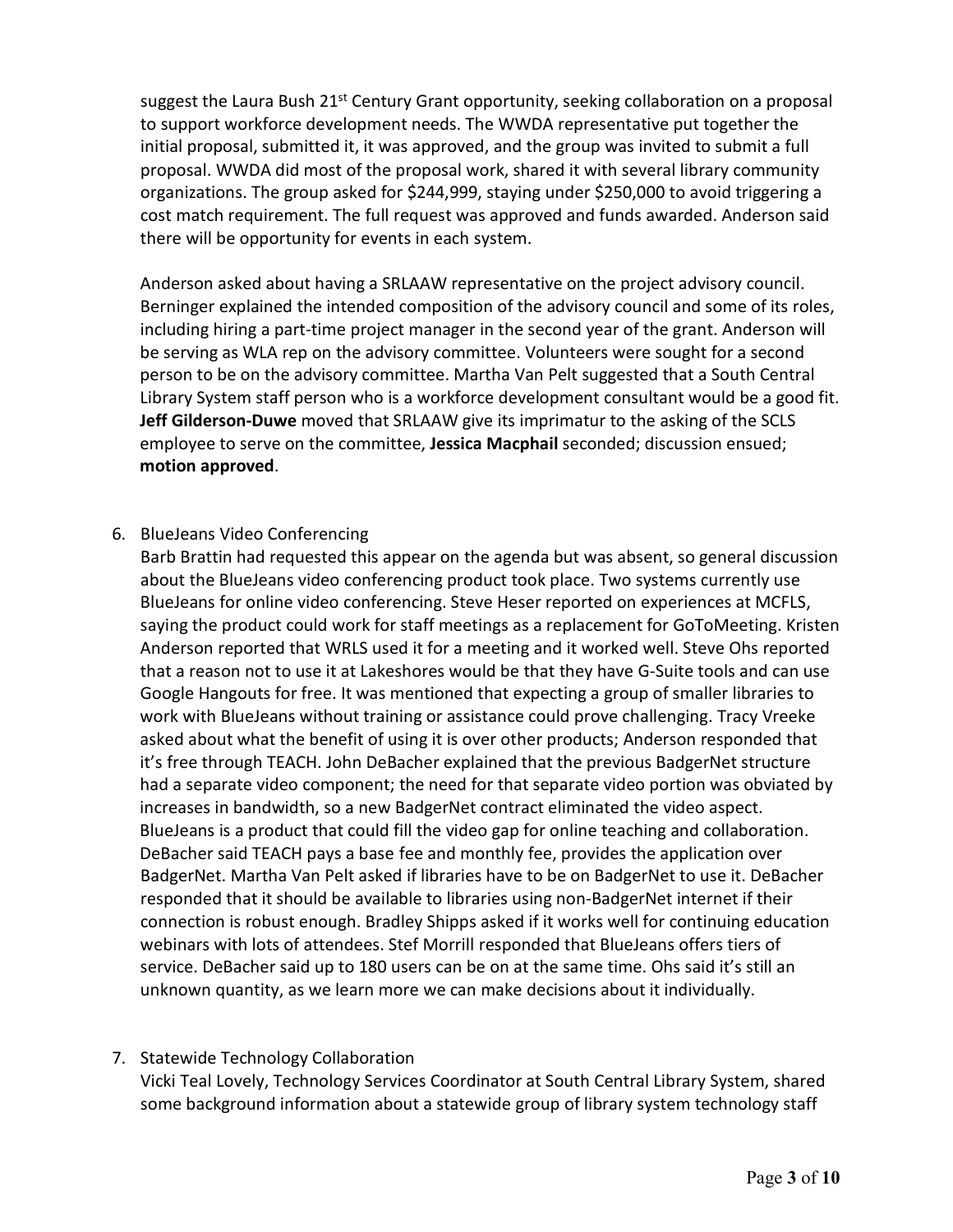suggest the Laura Bush 21st Century Grant opportunity, seeking collaboration on a proposal to support workforce development needs. The WWDA representative put together the initial proposal, submitted it, it was approved, and the group was invited to submit a full proposal. WWDA did most of the proposal work, shared it with several library community organizations. The group asked for $244,999, staying under $250,000 to avoid triggering a cost match requirement. The full request was approved and funds awarded. Anderson said there will be opportunity for events in each system.

Anderson asked about having a SRLAAW representative on the project advisory council. Berninger explained the intended composition of the advisory council and some of its roles, including hiring a part-time project manager in the second year of the grant. Anderson will be serving as WLA rep on the advisory committee. Volunteers were sought for a second person to be on the advisory committee. Martha Van Pelt suggested that a South Central Library System staff person who is a workforce development consultant would be a good fit. **Jeff Gilderson-Duwe** moved that SRLAAW give its imprimatur to the asking of the SCLS employee to serve on the committee, **Jessica Macphail** seconded; discussion ensued; **motion approved**.

6. BlueJeans Video Conferencing

   Barb Brattin had requested this appear on the agenda but was absent, so general discussion about the BlueJeans video conferencing product took place. Two systems currently use BlueJeans for online video conferencing. Steve Heser reported on experiences at MCFLS, saying the product could work for staff meetings as a replacement for GoToMeeting. Kristen Anderson reported that WRLS used it for a meeting and it worked well. Steve Ohs reported that a reason not to use it at Lakeshores would be that they have G-Suite tools and can use Google Hangouts for free. It was mentioned that expecting a group of smaller libraries to work with BlueJeans without training or assistance could prove challenging. Tracy Vreeke asked about what the benefit of using it is over other products; Anderson responded that it's free through TEACH. John DeBacher explained that the previous BadgerNet structure had a separate video component; the need for that separate video portion was obviated by increases in bandwidth, so a new BadgerNet contract eliminated the video aspect. BlueJeans is a product that could fill the video gap for online teaching and collaboration. DeBacher said TEACH pays a base fee and monthly fee, provides the application over BadgerNet. Martha Van Pelt asked if libraries have to be on BadgerNet to use it. DeBacher responded that it should be available to libraries using non-BadgerNet internet if their connection is robust enough. Bradley Shipps asked if it works well for continuing education webinars with lots of attendees. Stef Morrill responded that BlueJeans offers tiers of service. DeBacher said up to 180 users can be on at the same time. Ohs said it's still an unknown quantity, as we learn more we can make decisions about it individually.

7. Statewide Technology Collaboration

   Vicki Teal Lovely, Technology Services Coordinator at South Central Library System, shared some background information about a statewide group of library system technology staff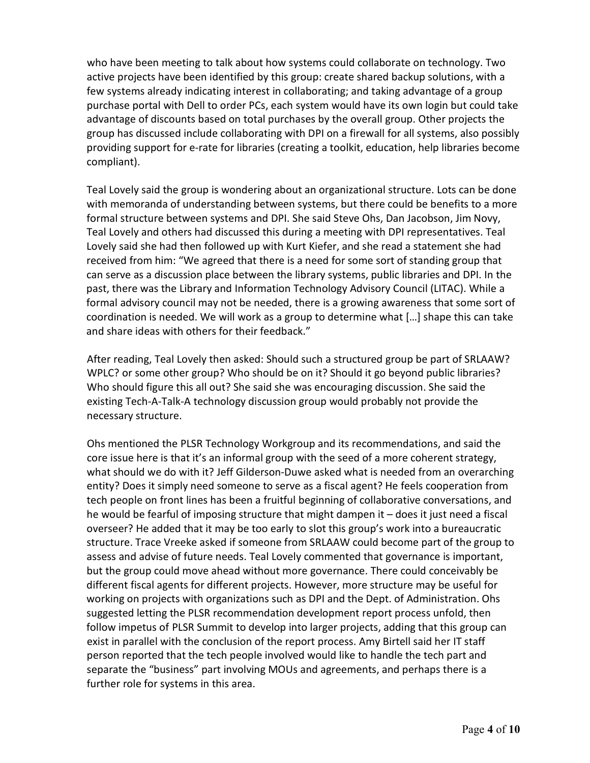who have been meeting to talk about how systems could collaborate on technology. Two active projects have been identified by this group: create shared backup solutions, with a few systems already indicating interest in collaborating; and taking advantage of a group purchase portal with Dell to order PCs, each system would have its own login but could take advantage of discounts based on total purchases by the overall group. Other projects the group has discussed include collaborating with DPI on a firewall for all systems, also possibly providing support for e-rate for libraries (creating a toolkit, education, help libraries become compliant).

Teal Lovely said the group is wondering about an organizational structure. Lots can be done with memoranda of understanding between systems, but there could be benefits to a more formal structure between systems and DPI. She said Steve Ohs, Dan Jacobson, Jim Novy, Teal Lovely and others had discussed this during a meeting with DPI representatives. Teal Lovely said she had then followed up with Kurt Kiefer, and she read a statement she had received from him: "We agreed that there is a need for some sort of standing group that can serve as a discussion place between the library systems, public libraries and DPI. In the past, there was the Library and Information Technology Advisory Council (LITAC). While a formal advisory council may not be needed, there is a growing awareness that some sort of coordination is needed. We will work as a group to determine what […] shape this can take and share ideas with others for their feedback."

After reading, Teal Lovely then asked: Should such a structured group be part of SRLAAW? WPLC? or some other group? Who should be on it? Should it go beyond public libraries? Who should figure this all out? She said she was encouraging discussion. She said the existing Tech-A-Talk-A technology discussion group would probably not provide the necessary structure.

Ohs mentioned the PLSR Technology Workgroup and its recommendations, and said the core issue here is that it's an informal group with the seed of a more coherent strategy, what should we do with it? Jeff Gilderson-Duwe asked what is needed from an overarching entity? Does it simply need someone to serve as a fiscal agent? He feels cooperation from tech people on front lines has been a fruitful beginning of collaborative conversations, and he would be fearful of imposing structure that might dampen it – does it just need a fiscal overseer? He added that it may be too early to slot this group's work into a bureaucratic structure. Trace Vreeke asked if someone from SRLAAW could become part of the group to assess and advise of future needs. Teal Lovely commented that governance is important, but the group could move ahead without more governance. There could conceivably be different fiscal agents for different projects. However, more structure may be useful for working on projects with organizations such as DPI and the Dept. of Administration. Ohs suggested letting the PLSR recommendation development report process unfold, then follow impetus of PLSR Summit to develop into larger projects, adding that this group can exist in parallel with the conclusion of the report process. Amy Birtell said her IT staff person reported that the tech people involved would like to handle the tech part and separate the "business" part involving MOUs and agreements, and perhaps there is a further role for systems in this area.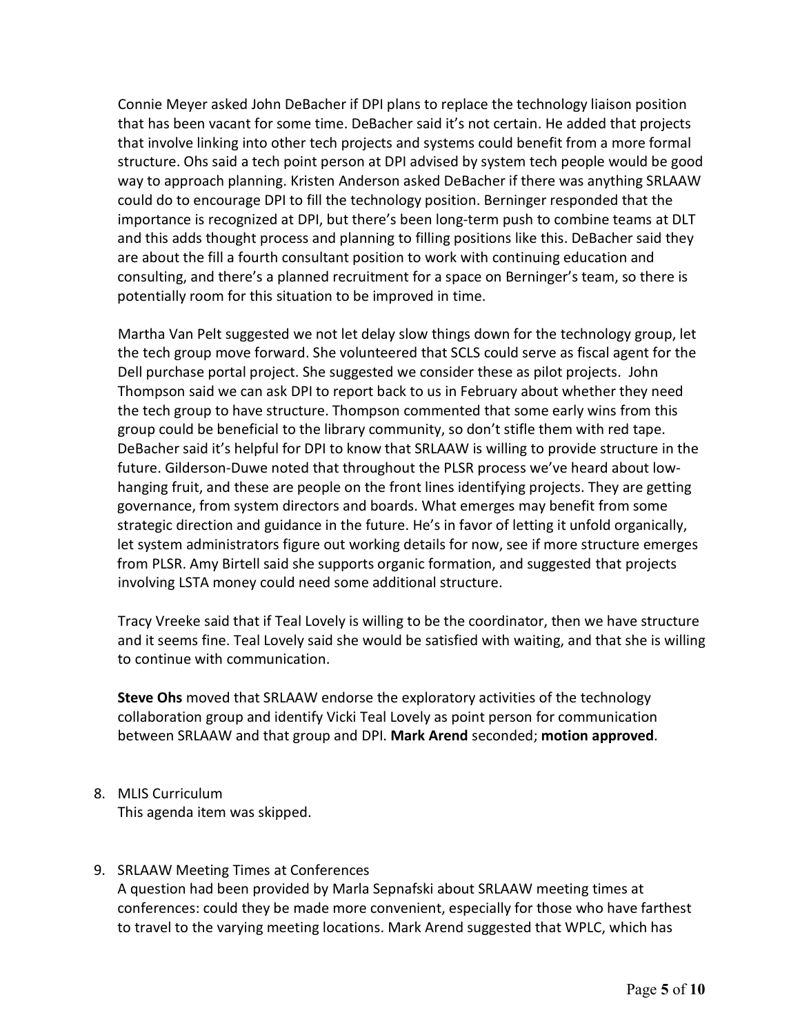Connie Meyer asked John DeBacher if DPI plans to replace the technology liaison position that has been vacant for some time. DeBacher said it's not certain. He added that projects that involve linking into other tech projects and systems could benefit from a more formal structure. Ohs said a tech point person at DPI advised by system tech people would be good way to approach planning. Kristen Anderson asked DeBacher if there was anything SRLAAW could do to encourage DPI to fill the technology position. Berninger responded that the importance is recognized at DPI, but there's been long-term push to combine teams at DLT and this adds thought process and planning to filling positions like this. DeBacher said they are about the fill a fourth consultant position to work with continuing education and consulting, and there's a planned recruitment for a space on Berninger's team, so there is potentially room for this situation to be improved in time.

Martha Van Pelt suggested we not let delay slow things down for the technology group, let the tech group move forward. She volunteered that SCLS could serve as fiscal agent for the Dell purchase portal project. She suggested we consider these as pilot projects. John Thompson said we can ask DPI to report back to us in February about whether they need the tech group to have structure. Thompson commented that some early wins from this group could be beneficial to the library community, so don't stifle them with red tape. DeBacher said it's helpful for DPI to know that SRLAAW is willing to provide structure in the future. Gilderson-Duwe noted that throughout the PLSR process we've heard about low-hanging fruit, and these are people on the front lines identifying projects. They are getting governance, from system directors and boards. What emerges may benefit from some strategic direction and guidance in the future. He's in favor of letting it unfold organically, let system administrators figure out working details for now, see if more structure emerges from PLSR. Amy Birtell said she supports organic formation, and suggested that projects involving LSTA money could need some additional structure.

Tracy Vreeke said that if Teal Lovely is willing to be the coordinator, then we have structure and it seems fine. Teal Lovely said she would be satisfied with waiting, and that she is willing to continue with communication.

**Steve Ohs** moved that SRLAAW endorse the exploratory activities of the technology collaboration group and identify Vicki Teal Lovely as point person for communication between SRLAAW and that group and DPI. **Mark Arend** seconded; **motion approved**.

8. MLIS Curriculum
   This agenda item was skipped.

9. SRLAAW Meeting Times at Conferences
   A question had been provided by Marla Sepnafski about SRLAAW meeting times at conferences: could they be made more convenient, especially for those who have farthest to travel to the varying meeting locations. Mark Arend suggested that WPLC, which has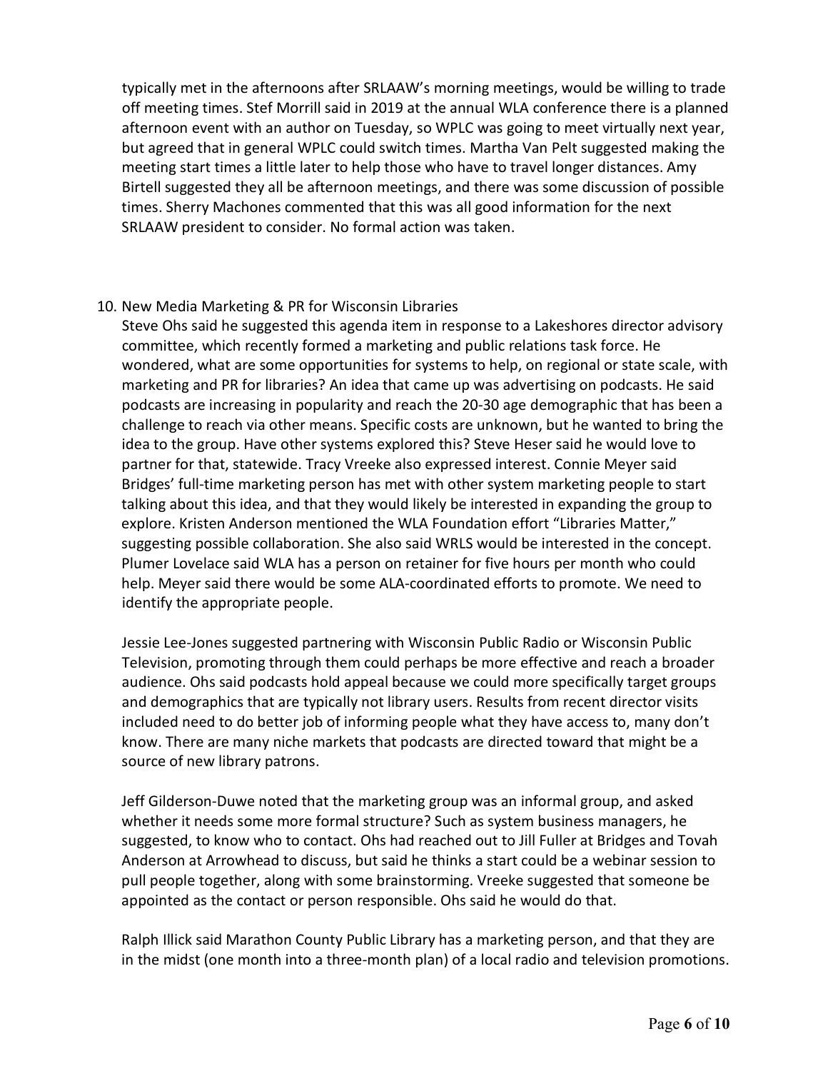typically met in the afternoons after SRLAAW's morning meetings, would be willing to trade off meeting times. Stef Morrill said in 2019 at the annual WLA conference there is a planned afternoon event with an author on Tuesday, so WPLC was going to meet virtually next year, but agreed that in general WPLC could switch times. Martha Van Pelt suggested making the meeting start times a little later to help those who have to travel longer distances. Amy Birtell suggested they all be afternoon meetings, and there was some discussion of possible times. Sherry Machones commented that this was all good information for the next SRLAAW president to consider. No formal action was taken.

10. New Media Marketing & PR for Wisconsin Libraries

Steve Ohs said he suggested this agenda item in response to a Lakeshores director advisory committee, which recently formed a marketing and public relations task force. He wondered, what are some opportunities for systems to help, on regional or state scale, with marketing and PR for libraries? An idea that came up was advertising on podcasts. He said podcasts are increasing in popularity and reach the 20-30 age demographic that has been a challenge to reach via other means. Specific costs are unknown, but he wanted to bring the idea to the group. Have other systems explored this? Steve Heser said he would love to partner for that, statewide. Tracy Vreeke also expressed interest. Connie Meyer said Bridges' full-time marketing person has met with other system marketing people to start talking about this idea, and that they would likely be interested in expanding the group to explore. Kristen Anderson mentioned the WLA Foundation effort "Libraries Matter," suggesting possible collaboration. She also said WRLS would be interested in the concept. Plumer Lovelace said WLA has a person on retainer for five hours per month who could help. Meyer said there would be some ALA-coordinated efforts to promote. We need to identify the appropriate people.

Jessie Lee-Jones suggested partnering with Wisconsin Public Radio or Wisconsin Public Television, promoting through them could perhaps be more effective and reach a broader audience. Ohs said podcasts hold appeal because we could more specifically target groups and demographics that are typically not library users. Results from recent director visits included need to do better job of informing people what they have access to, many don't know. There are many niche markets that podcasts are directed toward that might be a source of new library patrons.

Jeff Gilderson-Duwe noted that the marketing group was an informal group, and asked whether it needs some more formal structure? Such as system business managers, he suggested, to know who to contact. Ohs had reached out to Jill Fuller at Bridges and Tovah Anderson at Arrowhead to discuss, but said he thinks a start could be a webinar session to pull people together, along with some brainstorming. Vreeke suggested that someone be appointed as the contact or person responsible. Ohs said he would do that.

Ralph Illick said Marathon County Public Library has a marketing person, and that they are in the midst (one month into a three-month plan) of a local radio and television promotions.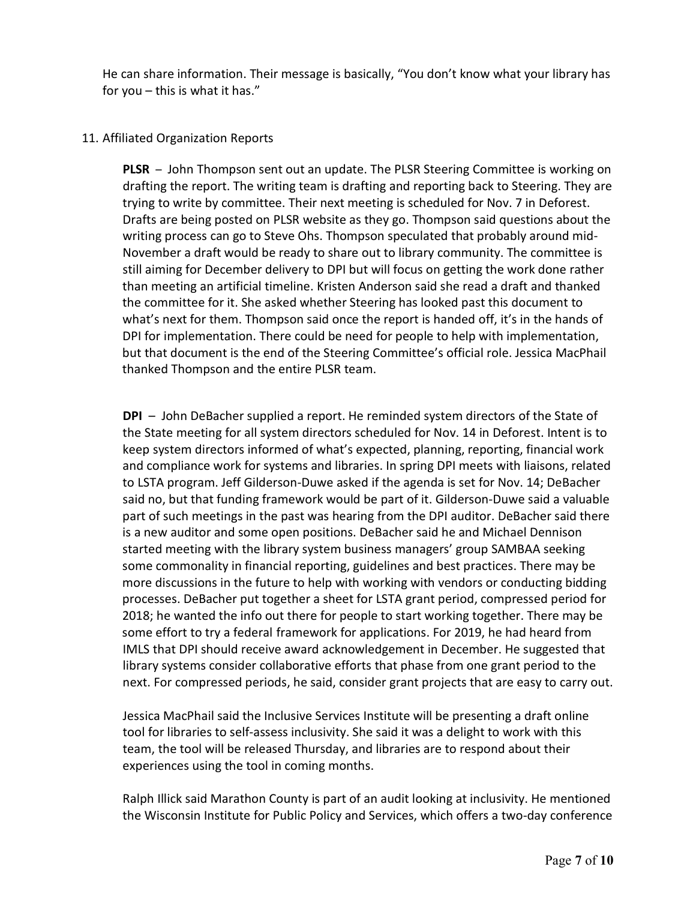He can share information. Their message is basically, "You don't know what your library has for you – this is what it has."

11. Affiliated Organization Reports

**PLSR** – John Thompson sent out an update. The PLSR Steering Committee is working on drafting the report. The writing team is drafting and reporting back to Steering. They are trying to write by committee. Their next meeting is scheduled for Nov. 7 in Deforest. Drafts are being posted on PLSR website as they go. Thompson said questions about the writing process can go to Steve Ohs. Thompson speculated that probably around mid-November a draft would be ready to share out to library community. The committee is still aiming for December delivery to DPI but will focus on getting the work done rather than meeting an artificial timeline. Kristen Anderson said she read a draft and thanked the committee for it. She asked whether Steering has looked past this document to what's next for them. Thompson said once the report is handed off, it's in the hands of DPI for implementation. There could be need for people to help with implementation, but that document is the end of the Steering Committee's official role. Jessica MacPhail thanked Thompson and the entire PLSR team.

**DPI** – John DeBacher supplied a report. He reminded system directors of the State of the State meeting for all system directors scheduled for Nov. 14 in Deforest. Intent is to keep system directors informed of what's expected, planning, reporting, financial work and compliance work for systems and libraries. In spring DPI meets with liaisons, related to LSTA program. Jeff Gilderson-Duwe asked if the agenda is set for Nov. 14; DeBacher said no, but that funding framework would be part of it. Gilderson-Duwe said a valuable part of such meetings in the past was hearing from the DPI auditor. DeBacher said there is a new auditor and some open positions. DeBacher said he and Michael Dennison started meeting with the library system business managers' group SAMBAA seeking some commonality in financial reporting, guidelines and best practices. There may be more discussions in the future to help with working with vendors or conducting bidding processes. DeBacher put together a sheet for LSTA grant period, compressed period for 2018; he wanted the info out there for people to start working together. There may be some effort to try a federal framework for applications. For 2019, he had heard from IMLS that DPI should receive award acknowledgement in December. He suggested that library systems consider collaborative efforts that phase from one grant period to the next. For compressed periods, he said, consider grant projects that are easy to carry out.

Jessica MacPhail said the Inclusive Services Institute will be presenting a draft online tool for libraries to self-assess inclusivity. She said it was a delight to work with this team, the tool will be released Thursday, and libraries are to respond about their experiences using the tool in coming months.

Ralph Illick said Marathon County is part of an audit looking at inclusivity. He mentioned the Wisconsin Institute for Public Policy and Services, which offers a two-day conference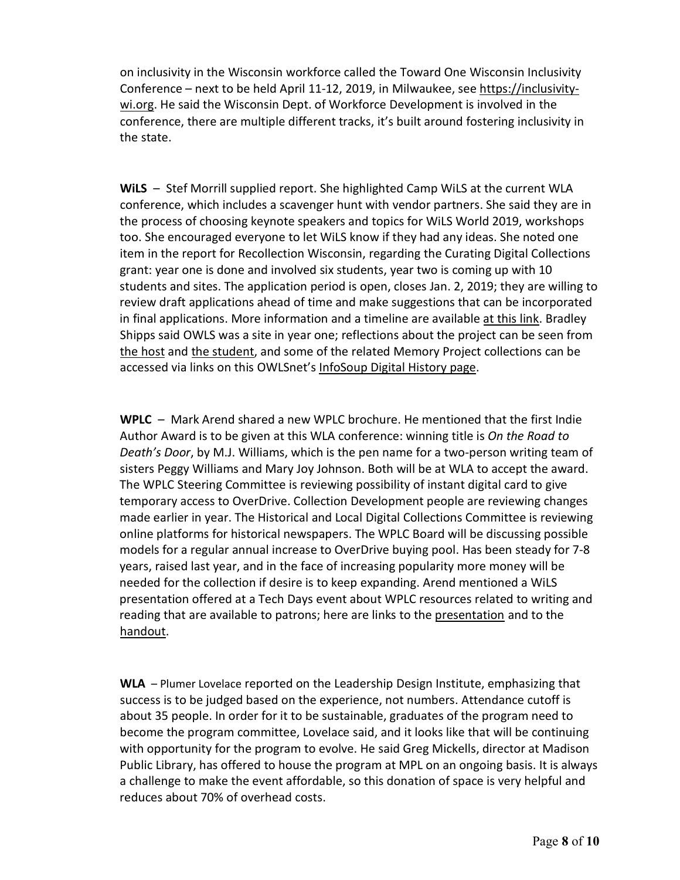on inclusivity in the Wisconsin workforce called the Toward One Wisconsin Inclusivity Conference – next to be held April 11-12, 2019, in Milwaukee, see https://inclusivity-wi.org. He said the Wisconsin Dept. of Workforce Development is involved in the conference, there are multiple different tracks, it's built around fostering inclusivity in the state.

**WiLS** – Stef Morrill supplied report. She highlighted Camp WiLS at the current WLA conference, which includes a scavenger hunt with vendor partners. She said they are in the process of choosing keynote speakers and topics for WiLS World 2019, workshops too. She encouraged everyone to let WiLS know if they had any ideas. She noted one item in the report for Recollection Wisconsin, regarding the Curating Digital Collections grant: year one is done and involved six students, year two is coming up with 10 students and sites. The application period is open, closes Jan. 2, 2019; they are willing to review draft applications ahead of time and make suggestions that can be incorporated in final applications. More information and a timeline are available at this link. Bradley Shipps said OWLS was a site in year one; reflections about the project can be seen from the host and the student, and some of the related Memory Project collections can be accessed via links on this OWLSnet's InfoSoup Digital History page.

**WPLC** – Mark Arend shared a new WPLC brochure. He mentioned that the first Indie Author Award is to be given at this WLA conference: winning title is *On the Road to Death's Door*, by M.J. Williams, which is the pen name for a two-person writing team of sisters Peggy Williams and Mary Joy Johnson. Both will be at WLA to accept the award. The WPLC Steering Committee is reviewing possibility of instant digital card to give temporary access to OverDrive. Collection Development people are reviewing changes made earlier in year. The Historical and Local Digital Collections Committee is reviewing online platforms for historical newspapers. The WPLC Board will be discussing possible models for a regular annual increase to OverDrive buying pool. Has been steady for 7-8 years, raised last year, and in the face of increasing popularity more money will be needed for the collection if desire is to keep expanding. Arend mentioned a WiLS presentation offered at a Tech Days event about WPLC resources related to writing and reading that are available to patrons; here are links to the presentation and to the handout.

**WLA** – Plumer Lovelace reported on the Leadership Design Institute, emphasizing that success is to be judged based on the experience, not numbers. Attendance cutoff is about 35 people. In order for it to be sustainable, graduates of the program need to become the program committee, Lovelace said, and it looks like that will be continuing with opportunity for the program to evolve. He said Greg Mickells, director at Madison Public Library, has offered to house the program at MPL on an ongoing basis. It is always a challenge to make the event affordable, so this donation of space is very helpful and reduces about 70% of overhead costs.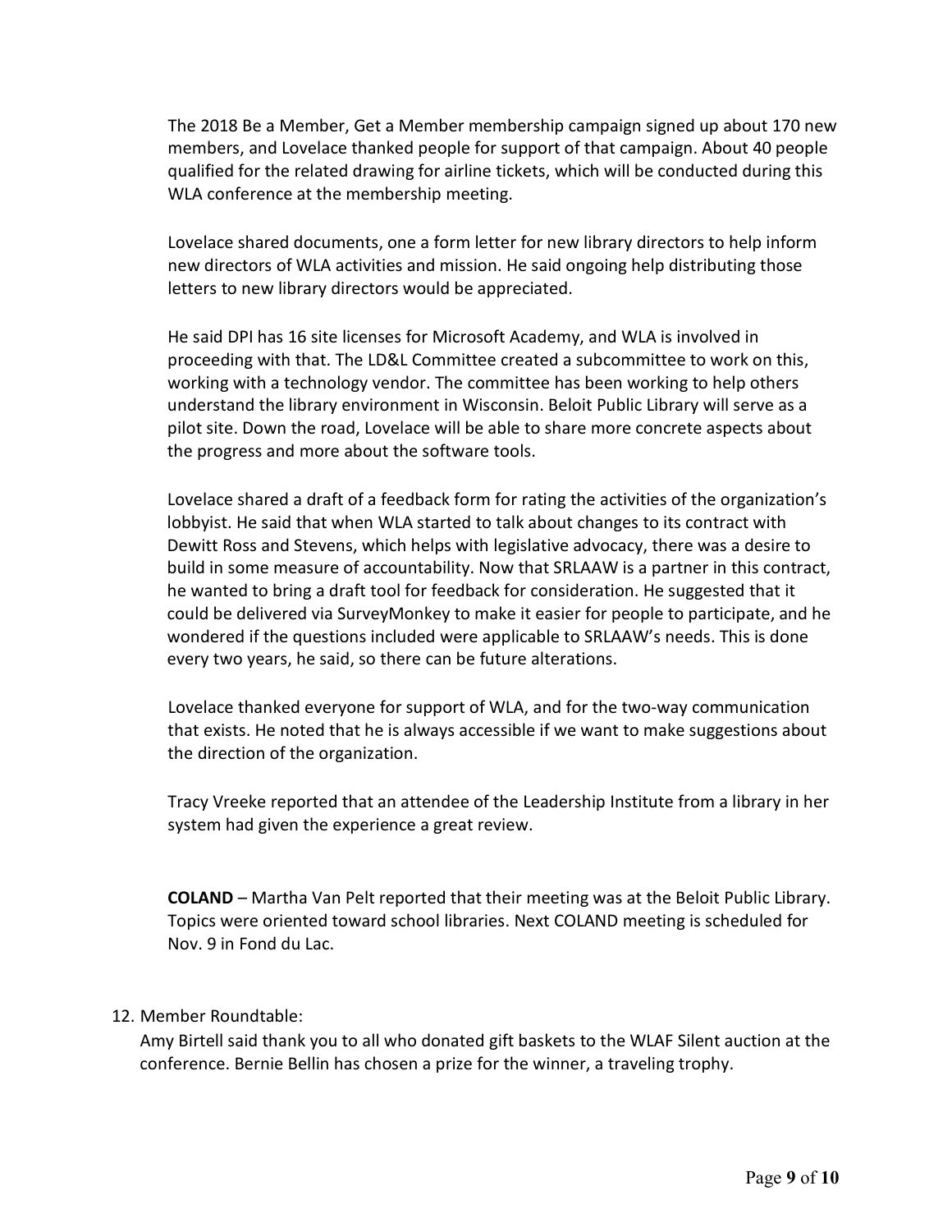The 2018 Be a Member, Get a Member membership campaign signed up about 170 new members, and Lovelace thanked people for support of that campaign. About 40 people qualified for the related drawing for airline tickets, which will be conducted during this WLA conference at the membership meeting.

Lovelace shared documents, one a form letter for new library directors to help inform new directors of WLA activities and mission. He said ongoing help distributing those letters to new library directors would be appreciated.

He said DPI has 16 site licenses for Microsoft Academy, and WLA is involved in proceeding with that. The LD&L Committee created a subcommittee to work on this, working with a technology vendor. The committee has been working to help others understand the library environment in Wisconsin. Beloit Public Library will serve as a pilot site. Down the road, Lovelace will be able to share more concrete aspects about the progress and more about the software tools.

Lovelace shared a draft of a feedback form for rating the activities of the organization's lobbyist. He said that when WLA started to talk about changes to its contract with Dewitt Ross and Stevens, which helps with legislative advocacy, there was a desire to build in some measure of accountability. Now that SRLAAW is a partner in this contract, he wanted to bring a draft tool for feedback for consideration. He suggested that it could be delivered via SurveyMonkey to make it easier for people to participate, and he wondered if the questions included were applicable to SRLAAW's needs. This is done every two years, he said, so there can be future alterations.

Lovelace thanked everyone for support of WLA, and for the two-way communication that exists. He noted that he is always accessible if we want to make suggestions about the direction of the organization.

Tracy Vreeke reported that an attendee of the Leadership Institute from a library in her system had given the experience a great review.

**COLAND** – Martha Van Pelt reported that their meeting was at the Beloit Public Library. Topics were oriented toward school libraries. Next COLAND meeting is scheduled for Nov. 9 in Fond du Lac.

12. Member Roundtable:

Amy Birtell said thank you to all who donated gift baskets to the WLAF Silent auction at the conference. Bernie Bellin has chosen a prize for the winner, a traveling trophy.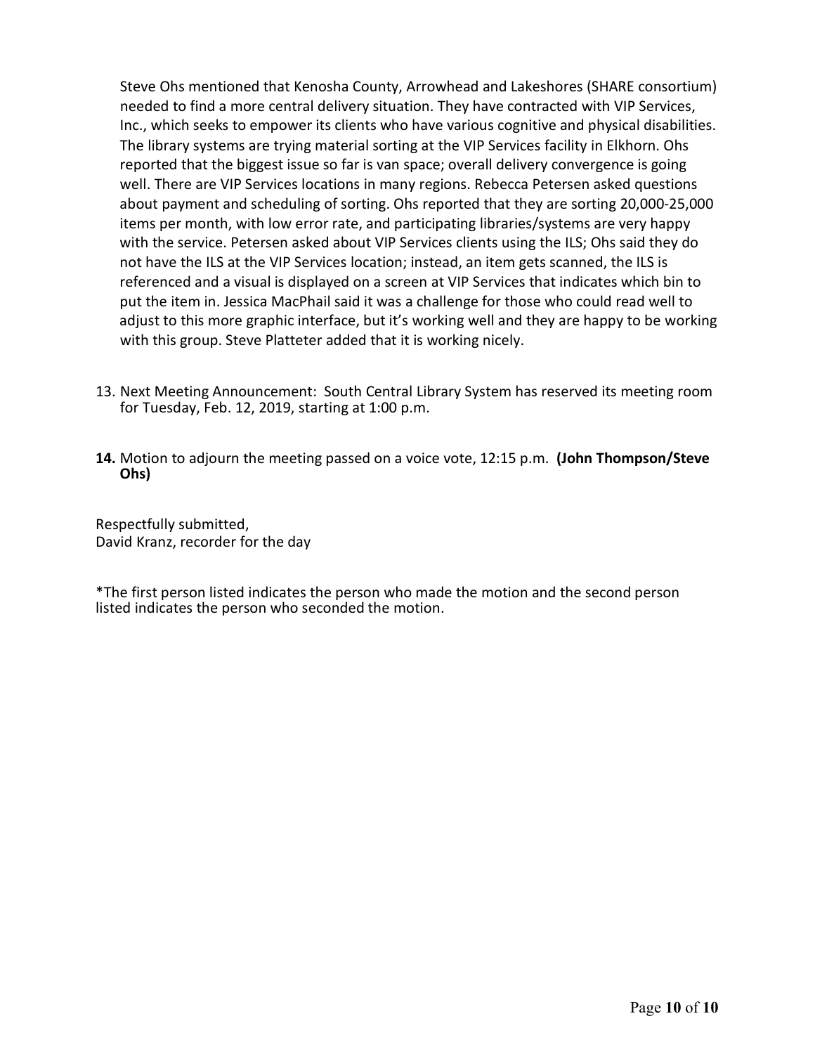Steve Ohs mentioned that Kenosha County, Arrowhead and Lakeshores (SHARE consortium) needed to find a more central delivery situation. They have contracted with VIP Services, Inc., which seeks to empower its clients who have various cognitive and physical disabilities. The library systems are trying material sorting at the VIP Services facility in Elkhorn. Ohs reported that the biggest issue so far is van space; overall delivery convergence is going well. There are VIP Services locations in many regions. Rebecca Petersen asked questions about payment and scheduling of sorting. Ohs reported that they are sorting 20,000-25,000 items per month, with low error rate, and participating libraries/systems are very happy with the service. Petersen asked about VIP Services clients using the ILS; Ohs said they do not have the ILS at the VIP Services location; instead, an item gets scanned, the ILS is referenced and a visual is displayed on a screen at VIP Services that indicates which bin to put the item in. Jessica MacPhail said it was a challenge for those who could read well to adjust to this more graphic interface, but it's working well and they are happy to be working with this group. Steve Platteter added that it is working nicely.

13. Next Meeting Announcement: South Central Library System has reserved its meeting room for Tuesday, Feb. 12, 2019, starting at 1:00 p.m.

**14.** Motion to adjourn the meeting passed on a voice vote, 12:15 p.m. **(John Thompson/Steve Ohs)**

Respectfully submitted,
David Kranz, recorder for the day

*The first person listed indicates the person who made the motion and the second person listed indicates the person who seconded the motion.